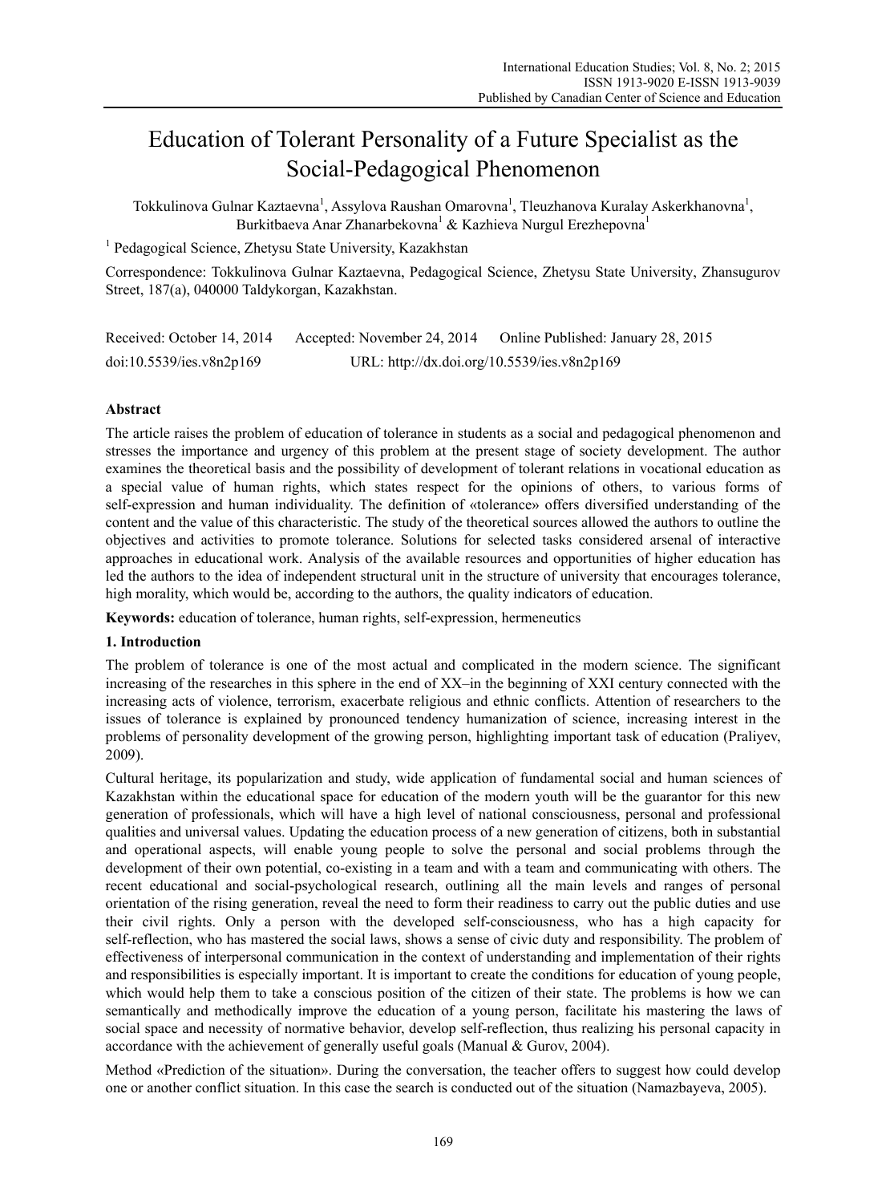# Education of Tolerant Personality of a Future Specialist as the Social-Pedagogical Phenomenon

Tokkulinova Gulnar Kaztaevna[1], Assylova Raushan Omarovna[1], Tleuzhanova Kuralay Askerkhanovna[1], Burkitbaeva Anar Zhanarbekovna[1] & Kazhieva Nurgul Erezhepovna[1]

[1] Pedagogical Science, Zhetysu State University, Kazakhstan

Correspondence: Tokkulinova Gulnar Kaztaevna, Pedagogical Science, Zhetysu State University, Zhansugurov Street, 187(a), 040000 Taldykorgan, Kazakhstan.

Received: October 14, 2014 Accepted: November 24, 2014 Online Published: January 28, 2015

doi:10.5539/ies.v8n2p169 URL: http://dx.doi.org/10.5539/ies.v8n2p169

## Abstract

The article raises the problem of education of tolerance in students as a social and pedagogical phenomenon and stresses the importance and urgency of this problem at the present stage of society development. The author examines the theoretical basis and the possibility of development of tolerant relations in vocational education as a special value of human rights, which states respect for the opinions of others, to various forms of self-expression and human individuality. The definition of «tolerance» offers diversified understanding of the content and the value of this characteristic. The study of the theoretical sources allowed the authors to outline the objectives and activities to promote tolerance. Solutions for selected tasks considered arsenal of interactive approaches in educational work. Analysis of the available resources and opportunities of higher education has led the authors to the idea of independent structural unit in the structure of university that encourages tolerance, high morality, which would be, according to the authors, the quality indicators of education.

**Keywords:** education of tolerance, human rights, self-expression, hermeneutics

## 1. Introduction

The problem of tolerance is one of the most actual and complicated in the modern science. The significant increasing of the researches in this sphere in the end of XX–in the beginning of XXI century connected with the increasing acts of violence, terrorism, exacerbate religious and ethnic conflicts. Attention of researchers to the issues of tolerance is explained by pronounced tendency humanization of science, increasing interest in the problems of personality development of the growing person, highlighting important task of education (Praliyev, 2009).

Cultural heritage, its popularization and study, wide application of fundamental social and human sciences of Kazakhstan within the educational space for education of the modern youth will be the guarantor for this new generation of professionals, which will have a high level of national consciousness, personal and professional qualities and universal values. Updating the education process of a new generation of citizens, both in substantial and operational aspects, will enable young people to solve the personal and social problems through the development of their own potential, co-existing in a team and with a team and communicating with others. The recent educational and social-psychological research, outlining all the main levels and ranges of personal orientation of the rising generation, reveal the need to form their readiness to carry out the public duties and use their civil rights. Only a person with the developed self-consciousness, who has a high capacity for self-reflection, who has mastered the social laws, shows a sense of civic duty and responsibility. The problem of effectiveness of interpersonal communication in the context of understanding and implementation of their rights and responsibilities is especially important. It is important to create the conditions for education of young people, which would help them to take a conscious position of the citizen of their state. The problems is how we can semantically and methodically improve the education of a young person, facilitate his mastering the laws of social space and necessity of normative behavior, develop self-reflection, thus realizing his personal capacity in accordance with the achievement of generally useful goals (Manual & Gurov, 2004).

Method «Prediction of the situation». During the conversation, the teacher offers to suggest how could develop one or another conflict situation. In this case the search is conducted out of the situation (Namazbayeva, 2005).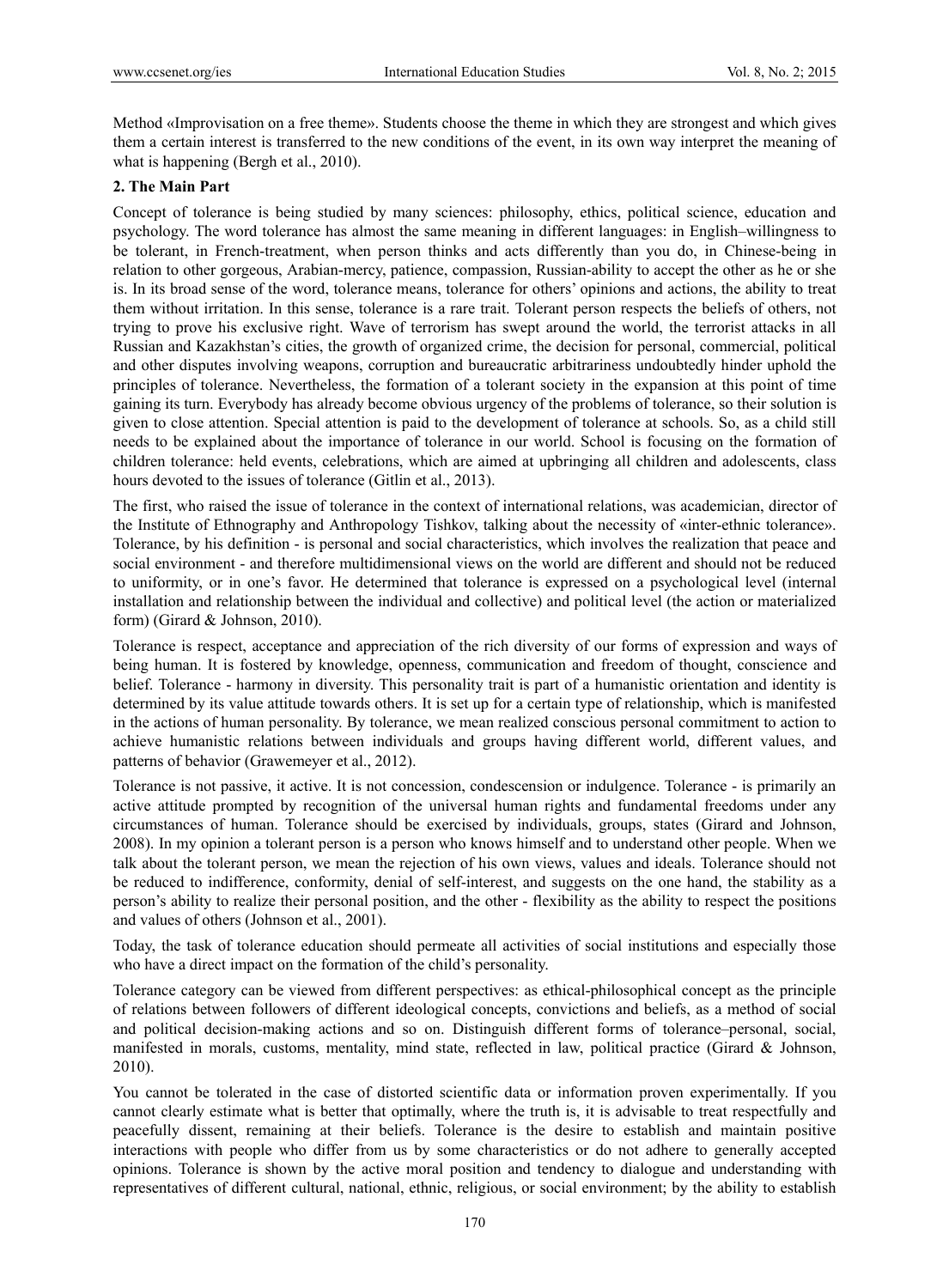Method «Improvisation on a free theme». Students choose the theme in which they are strongest and which gives them a certain interest is transferred to the new conditions of the event, in its own way interpret the meaning of what is happening (Bergh et al., 2010).

## 2. The Main Part

Concept of tolerance is being studied by many sciences: philosophy, ethics, political science, education and psychology. The word tolerance has almost the same meaning in different languages: in English–willingness to be tolerant, in French-treatment, when person thinks and acts differently than you do, in Chinese-being in relation to other gorgeous, Arabian-mercy, patience, compassion, Russian-ability to accept the other as he or she is. In its broad sense of the word, tolerance means, tolerance for others' opinions and actions, the ability to treat them without irritation. In this sense, tolerance is a rare trait. Tolerant person respects the beliefs of others, not trying to prove his exclusive right. Wave of terrorism has swept around the world, the terrorist attacks in all Russian and Kazakhstan's cities, the growth of organized crime, the decision for personal, commercial, political and other disputes involving weapons, corruption and bureaucratic arbitrariness undoubtedly hinder uphold the principles of tolerance. Nevertheless, the formation of a tolerant society in the expansion at this point of time gaining its turn. Everybody has already become obvious urgency of the problems of tolerance, so their solution is given to close attention. Special attention is paid to the development of tolerance at schools. So, as a child still needs to be explained about the importance of tolerance in our world. School is focusing on the formation of children tolerance: held events, celebrations, which are aimed at upbringing all children and adolescents, class hours devoted to the issues of tolerance (Gitlin et al., 2013).

The first, who raised the issue of tolerance in the context of international relations, was academician, director of the Institute of Ethnography and Anthropology Tishkov, talking about the necessity of «inter-ethnic tolerance». Tolerance, by his definition - is personal and social characteristics, which involves the realization that peace and social environment - and therefore multidimensional views on the world are different and should not be reduced to uniformity, or in one's favor. He determined that tolerance is expressed on a psychological level (internal installation and relationship between the individual and collective) and political level (the action or materialized form) (Girard & Johnson, 2010).

Tolerance is respect, acceptance and appreciation of the rich diversity of our forms of expression and ways of being human. It is fostered by knowledge, openness, communication and freedom of thought, conscience and belief. Tolerance - harmony in diversity. This personality trait is part of a humanistic orientation and identity is determined by its value attitude towards others. It is set up for a certain type of relationship, which is manifested in the actions of human personality. By tolerance, we mean realized conscious personal commitment to action to achieve humanistic relations between individuals and groups having different world, different values, and patterns of behavior (Grawemeyer et al., 2012).

Tolerance is not passive, it active. It is not concession, condescension or indulgence. Tolerance - is primarily an active attitude prompted by recognition of the universal human rights and fundamental freedoms under any circumstances of human. Tolerance should be exercised by individuals, groups, states (Girard and Johnson, 2008). In my opinion a tolerant person is a person who knows himself and to understand other people. When we talk about the tolerant person, we mean the rejection of his own views, values and ideals. Tolerance should not be reduced to indifference, conformity, denial of self-interest, and suggests on the one hand, the stability as a person's ability to realize their personal position, and the other - flexibility as the ability to respect the positions and values of others (Johnson et al., 2001).

Today, the task of tolerance education should permeate all activities of social institutions and especially those who have a direct impact on the formation of the child's personality.

Tolerance category can be viewed from different perspectives: as ethical-philosophical concept as the principle of relations between followers of different ideological concepts, convictions and beliefs, as a method of social and political decision-making actions and so on. Distinguish different forms of tolerance–personal, social, manifested in morals, customs, mentality, mind state, reflected in law, political practice (Girard & Johnson, 2010).

You cannot be tolerated in the case of distorted scientific data or information proven experimentally. If you cannot clearly estimate what is better that optimally, where the truth is, it is advisable to treat respectfully and peacefully dissent, remaining at their beliefs. Tolerance is the desire to establish and maintain positive interactions with people who differ from us by some characteristics or do not adhere to generally accepted opinions. Tolerance is shown by the active moral position and tendency to dialogue and understanding with representatives of different cultural, national, ethnic, religious, or social environment; by the ability to establish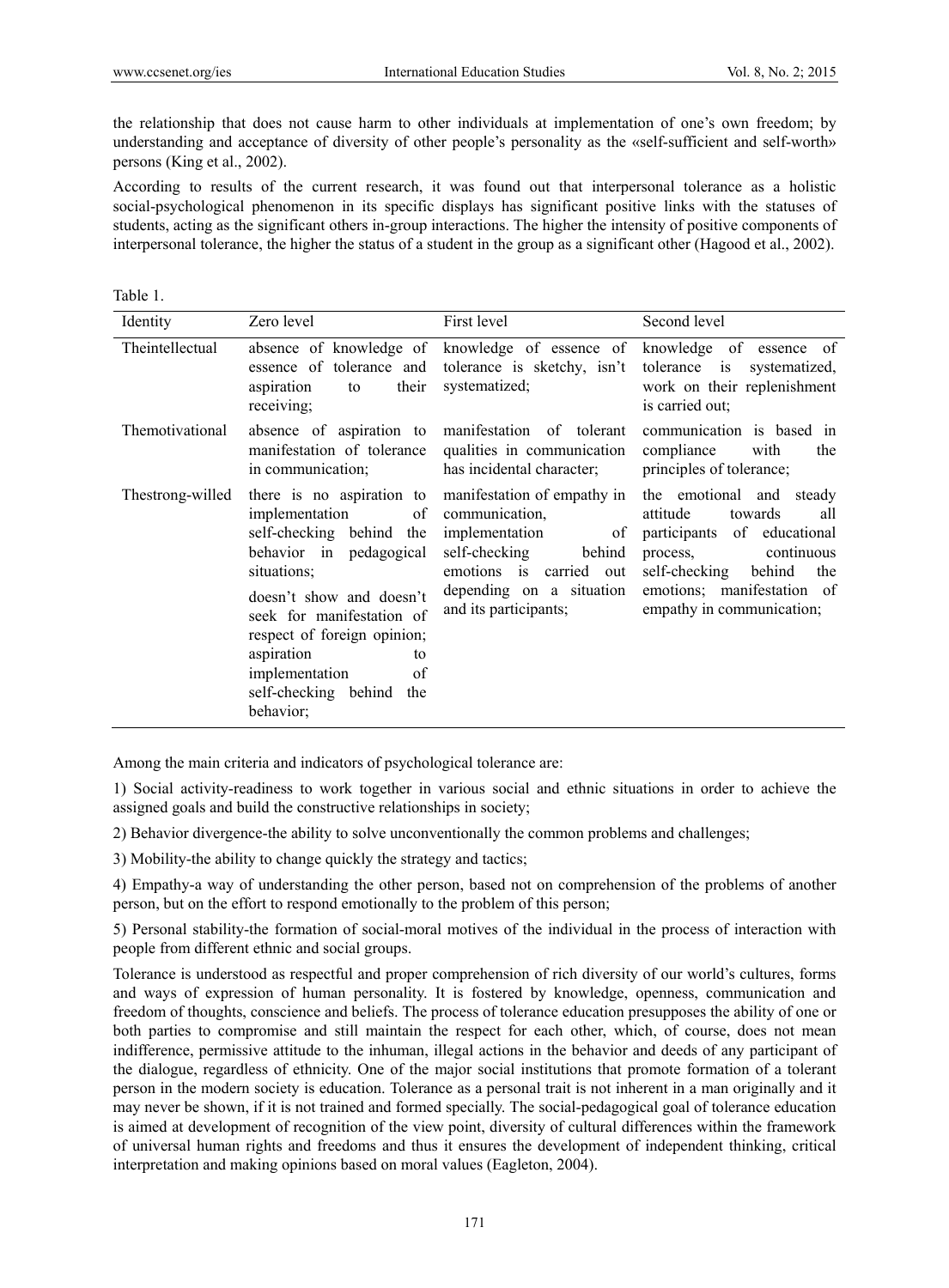the relationship that does not cause harm to other individuals at implementation of one's own freedom; by understanding and acceptance of diversity of other people's personality as the «self-sufficient and self-worth» persons (King et al., 2002).

According to results of the current research, it was found out that interpersonal tolerance as a holistic social-psychological phenomenon in its specific displays has significant positive links with the statuses of students, acting as the significant others in-group interactions. The higher the intensity of positive components of interpersonal tolerance, the higher the status of a student in the group as a significant other (Hagood et al., 2002).

Table 1.

| Identity | Zero level | First level | Second level |
|---|---|---|---|
| Theintellectual | absence of knowledge of essence of tolerance and aspiration to their receiving; | knowledge of essence of tolerance is sketchy, isn't systematized; | knowledge of essence of tolerance is systematized, work on their replenishment is carried out; |
| Themotivational | absence of aspiration to manifestation of tolerance in communication; | manifestation of tolerant qualities in communication has incidental character; | communication is based in compliance with the principles of tolerance; |
| Thestrong-willed | there is no aspiration to implementation of self-checking behind the behavior in pedagogical situations; doesn't show and doesn't seek for manifestation of respect of foreign opinion; aspiration to implementation of self-checking behind the behavior; | manifestation of empathy in communication, implementation of self-checking behind emotions is carried out depending on a situation and its participants; | the emotional and steady attitude towards all participants of educational process, continuous self-checking behind the emotions; manifestation of empathy in communication; |

Among the main criteria and indicators of psychological tolerance are:

1) Social activity-readiness to work together in various social and ethnic situations in order to achieve the assigned goals and build the constructive relationships in society;

2) Behavior divergence-the ability to solve unconventionally the common problems and challenges;

3) Mobility-the ability to change quickly the strategy and tactics;

4) Empathy-a way of understanding the other person, based not on comprehension of the problems of another person, but on the effort to respond emotionally to the problem of this person;

5) Personal stability-the formation of social-moral motives of the individual in the process of interaction with people from different ethnic and social groups.

Tolerance is understood as respectful and proper comprehension of rich diversity of our world's cultures, forms and ways of expression of human personality. It is fostered by knowledge, openness, communication and freedom of thoughts, conscience and beliefs. The process of tolerance education presupposes the ability of one or both parties to compromise and still maintain the respect for each other, which, of course, does not mean indifference, permissive attitude to the inhuman, illegal actions in the behavior and deeds of any participant of the dialogue, regardless of ethnicity. One of the major social institutions that promote formation of a tolerant person in the modern society is education. Tolerance as a personal trait is not inherent in a man originally and it may never be shown, if it is not trained and formed specially. The social-pedagogical goal of tolerance education is aimed at development of recognition of the view point, diversity of cultural differences within the framework of universal human rights and freedoms and thus it ensures the development of independent thinking, critical interpretation and making opinions based on moral values (Eagleton, 2004).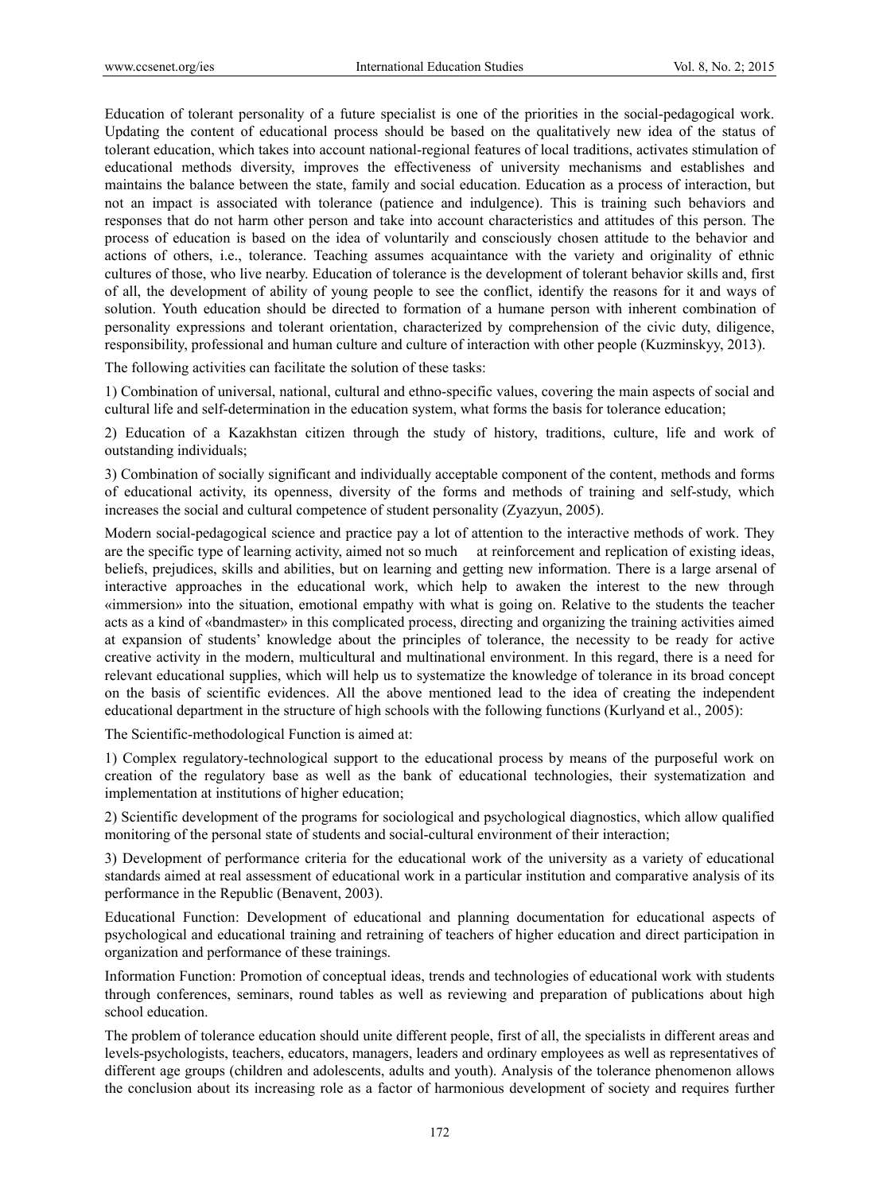Education of tolerant personality of a future specialist is one of the priorities in the social-pedagogical work. Updating the content of educational process should be based on the qualitatively new idea of the status of tolerant education, which takes into account national-regional features of local traditions, activates stimulation of educational methods diversity, improves the effectiveness of university mechanisms and establishes and maintains the balance between the state, family and social education. Education as a process of interaction, but not an impact is associated with tolerance (patience and indulgence). This is training such behaviors and responses that do not harm other person and take into account characteristics and attitudes of this person. The process of education is based on the idea of voluntarily and consciously chosen attitude to the behavior and actions of others, i.e., tolerance. Teaching assumes acquaintance with the variety and originality of ethnic cultures of those, who live nearby. Education of tolerance is the development of tolerant behavior skills and, first of all, the development of ability of young people to see the conflict, identify the reasons for it and ways of solution. Youth education should be directed to formation of a humane person with inherent combination of personality expressions and tolerant orientation, characterized by comprehension of the civic duty, diligence, responsibility, professional and human culture and culture of interaction with other people (Kuzminskyy, 2013).

The following activities can facilitate the solution of these tasks:

1) Combination of universal, national, cultural and ethno-specific values, covering the main aspects of social and cultural life and self-determination in the education system, what forms the basis for tolerance education;

2) Education of a Kazakhstan citizen through the study of history, traditions, culture, life and work of outstanding individuals;

3) Combination of socially significant and individually acceptable component of the content, methods and forms of educational activity, its openness, diversity of the forms and methods of training and self-study, which increases the social and cultural competence of student personality (Zyazyun, 2005).

Modern social-pedagogical science and practice pay a lot of attention to the interactive methods of work. They are the specific type of learning activity, aimed not so much at reinforcement and replication of existing ideas, beliefs, prejudices, skills and abilities, but on learning and getting new information. There is a large arsenal of interactive approaches in the educational work, which help to awaken the interest to the new through «immersion» into the situation, emotional empathy with what is going on. Relative to the students the teacher acts as a kind of «bandmaster» in this complicated process, directing and organizing the training activities aimed at expansion of students' knowledge about the principles of tolerance, the necessity to be ready for active creative activity in the modern, multicultural and multinational environment. In this regard, there is a need for relevant educational supplies, which will help us to systematize the knowledge of tolerance in its broad concept on the basis of scientific evidences. All the above mentioned lead to the idea of creating the independent educational department in the structure of high schools with the following functions (Kurlyand et al., 2005):

The Scientific-methodological Function is aimed at:

1) Complex regulatory-technological support to the educational process by means of the purposeful work on creation of the regulatory base as well as the bank of educational technologies, their systematization and implementation at institutions of higher education;

2) Scientific development of the programs for sociological and psychological diagnostics, which allow qualified monitoring of the personal state of students and social-cultural environment of their interaction;

3) Development of performance criteria for the educational work of the university as a variety of educational standards aimed at real assessment of educational work in a particular institution and comparative analysis of its performance in the Republic (Benavent, 2003).

Educational Function: Development of educational and planning documentation for educational aspects of psychological and educational training and retraining of teachers of higher education and direct participation in organization and performance of these trainings.

Information Function: Promotion of conceptual ideas, trends and technologies of educational work with students through conferences, seminars, round tables as well as reviewing and preparation of publications about high school education.

The problem of tolerance education should unite different people, first of all, the specialists in different areas and levels-psychologists, teachers, educators, managers, leaders and ordinary employees as well as representatives of different age groups (children and adolescents, adults and youth). Analysis of the tolerance phenomenon allows the conclusion about its increasing role as a factor of harmonious development of society and requires further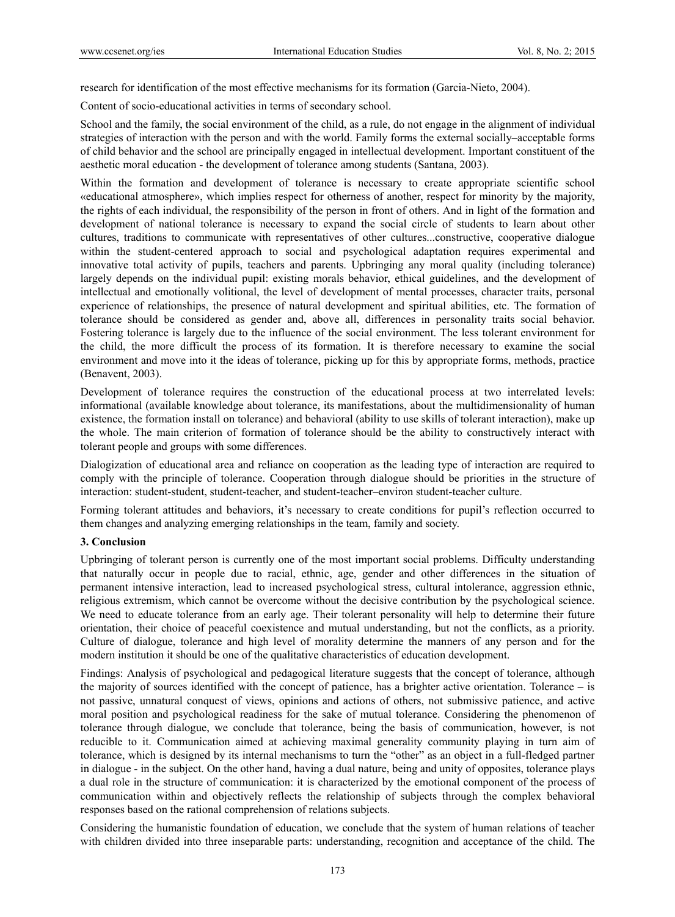research for identification of the most effective mechanisms for its formation (Garcia-Nieto, 2004).

Content of socio-educational activities in terms of secondary school.

School and the family, the social environment of the child, as a rule, do not engage in the alignment of individual strategies of interaction with the person and with the world. Family forms the external socially–acceptable forms of child behavior and the school are principally engaged in intellectual development. Important constituent of the aesthetic moral education - the development of tolerance among students (Santana, 2003).

Within the formation and development of tolerance is necessary to create appropriate scientific school «educational atmosphere», which implies respect for otherness of another, respect for minority by the majority, the rights of each individual, the responsibility of the person in front of others. And in light of the formation and development of national tolerance is necessary to expand the social circle of students to learn about other cultures, traditions to communicate with representatives of other cultures...constructive, cooperative dialogue within the student-centered approach to social and psychological adaptation requires experimental and innovative total activity of pupils, teachers and parents. Upbringing any moral quality (including tolerance) largely depends on the individual pupil: existing morals behavior, ethical guidelines, and the development of intellectual and emotionally volitional, the level of development of mental processes, character traits, personal experience of relationships, the presence of natural development and spiritual abilities, etc. The formation of tolerance should be considered as gender and, above all, differences in personality traits social behavior. Fostering tolerance is largely due to the influence of the social environment. The less tolerant environment for the child, the more difficult the process of its formation. It is therefore necessary to examine the social environment and move into it the ideas of tolerance, picking up for this by appropriate forms, methods, practice (Benavent, 2003).

Development of tolerance requires the construction of the educational process at two interrelated levels: informational (available knowledge about tolerance, its manifestations, about the multidimensionality of human existence, the formation install on tolerance) and behavioral (ability to use skills of tolerant interaction), make up the whole. The main criterion of formation of tolerance should be the ability to constructively interact with tolerant people and groups with some differences.

Dialogization of educational area and reliance on cooperation as the leading type of interaction are required to comply with the principle of tolerance. Cooperation through dialogue should be priorities in the structure of interaction: student-student, student-teacher, and student-teacher–environ student-teacher culture.

Forming tolerant attitudes and behaviors, it's necessary to create conditions for pupil's reflection occurred to them changes and analyzing emerging relationships in the team, family and society.

## 3. Conclusion

Upbringing of tolerant person is currently one of the most important social problems. Difficulty understanding that naturally occur in people due to racial, ethnic, age, gender and other differences in the situation of permanent intensive interaction, lead to increased psychological stress, cultural intolerance, aggression ethnic, religious extremism, which cannot be overcome without the decisive contribution by the psychological science. We need to educate tolerance from an early age. Their tolerant personality will help to determine their future orientation, their choice of peaceful coexistence and mutual understanding, but not the conflicts, as a priority. Culture of dialogue, tolerance and high level of morality determine the manners of any person and for the modern institution it should be one of the qualitative characteristics of education development.

Findings: Analysis of psychological and pedagogical literature suggests that the concept of tolerance, although the majority of sources identified with the concept of patience, has a brighter active orientation. Tolerance – is not passive, unnatural conquest of views, opinions and actions of others, not submissive patience, and active moral position and psychological readiness for the sake of mutual tolerance. Considering the phenomenon of tolerance through dialogue, we conclude that tolerance, being the basis of communication, however, is not reducible to it. Communication aimed at achieving maximal generality community playing in turn aim of tolerance, which is designed by its internal mechanisms to turn the "other" as an object in a full-fledged partner in dialogue - in the subject. On the other hand, having a dual nature, being and unity of opposites, tolerance plays a dual role in the structure of communication: it is characterized by the emotional component of the process of communication within and objectively reflects the relationship of subjects through the complex behavioral responses based on the rational comprehension of relations subjects.

Considering the humanistic foundation of education, we conclude that the system of human relations of teacher with children divided into three inseparable parts: understanding, recognition and acceptance of the child. The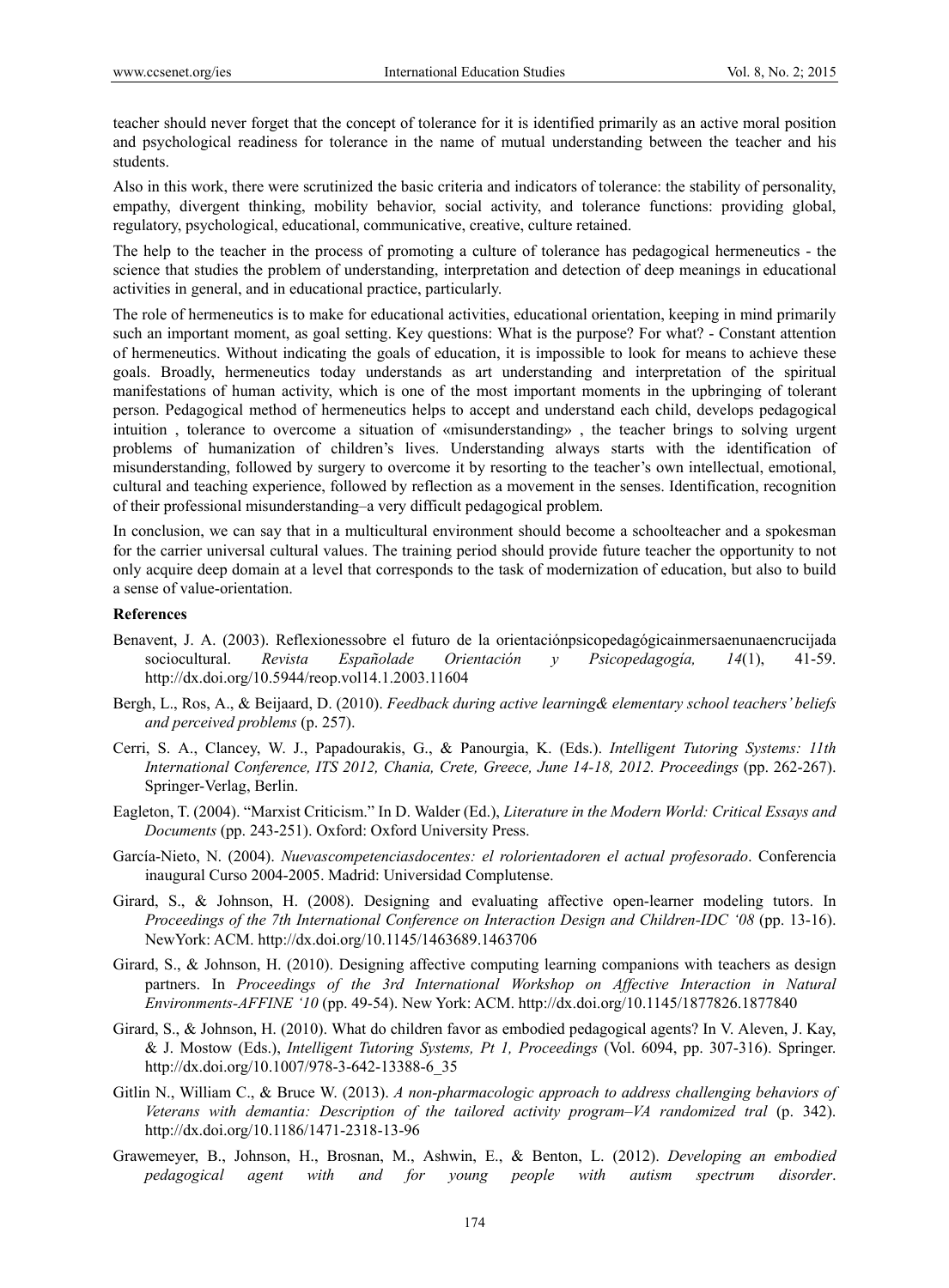teacher should never forget that the concept of tolerance for it is identified primarily as an active moral position and psychological readiness for tolerance in the name of mutual understanding between the teacher and his students.

Also in this work, there were scrutinized the basic criteria and indicators of tolerance: the stability of personality, empathy, divergent thinking, mobility behavior, social activity, and tolerance functions: providing global, regulatory, psychological, educational, communicative, creative, culture retained.

The help to the teacher in the process of promoting a culture of tolerance has pedagogical hermeneutics - the science that studies the problem of understanding, interpretation and detection of deep meanings in educational activities in general, and in educational practice, particularly.

The role of hermeneutics is to make for educational activities, educational orientation, keeping in mind primarily such an important moment, as goal setting. Key questions: What is the purpose? For what? - Constant attention of hermeneutics. Without indicating the goals of education, it is impossible to look for means to achieve these goals. Broadly, hermeneutics today understands as art understanding and interpretation of the spiritual manifestations of human activity, which is one of the most important moments in the upbringing of tolerant person. Pedagogical method of hermeneutics helps to accept and understand each child, develops pedagogical intuition , tolerance to overcome a situation of «misunderstanding» , the teacher brings to solving urgent problems of humanization of children's lives. Understanding always starts with the identification of misunderstanding, followed by surgery to overcome it by resorting to the teacher's own intellectual, emotional, cultural and teaching experience, followed by reflection as a movement in the senses. Identification, recognition of their professional misunderstanding–a very difficult pedagogical problem.

In conclusion, we can say that in a multicultural environment should become a schoolteacher and a spokesman for the carrier universal cultural values. The training period should provide future teacher the opportunity to not only acquire deep domain at a level that corresponds to the task of modernization of education, but also to build a sense of value-orientation.

## References

Benavent, J. A. (2003). Reflexionessobre el futuro de la orientaciónpsicopedagógicainmersaenunaencrucijada sociocultural. *Revista Españolade Orientación y Psicopedagogía, 14*(1), 41-59. http://dx.doi.org/10.5944/reop.vol14.1.2003.11604

Bergh, L., Ros, A., & Beijaard, D. (2010). *Feedback during active learning& elementary school teachers' beliefs and perceived problems* (p. 257).

Cerri, S. A., Clancey, W. J., Papadourakis, G., & Panourgia, K. (Eds.). *Intelligent Tutoring Systems: 11th International Conference, ITS 2012, Chania, Crete, Greece, June 14-18, 2012. Proceedings* (pp. 262-267). Springer-Verlag, Berlin.

Eagleton, T. (2004). "Marxist Criticism." In D. Walder (Ed.), *Literature in the Modern World: Critical Essays and Documents* (pp. 243-251). Oxford: Oxford University Press.

García-Nieto, N. (2004). *Nuevascompetenciasdocentes: el rolorientadoren el actual profesorado*. Conferencia inaugural Curso 2004-2005. Madrid: Universidad Complutense.

Girard, S., & Johnson, H. (2008). Designing and evaluating affective open-learner modeling tutors. In *Proceedings of the 7th International Conference on Interaction Design and Children-IDC '08* (pp. 13-16). NewYork: ACM. http://dx.doi.org/10.1145/1463689.1463706

Girard, S., & Johnson, H. (2010). Designing affective computing learning companions with teachers as design partners. In *Proceedings of the 3rd International Workshop on Affective Interaction in Natural Environments-AFFINE '10* (pp. 49-54). New York: ACM. http://dx.doi.org/10.1145/1877826.1877840

Girard, S., & Johnson, H. (2010). What do children favor as embodied pedagogical agents? In V. Aleven, J. Kay, & J. Mostow (Eds.), *Intelligent Tutoring Systems, Pt 1, Proceedings* (Vol. 6094, pp. 307-316). Springer. http://dx.doi.org/10.1007/978-3-642-13388-6_35

Gitlin N., William C., & Bruce W. (2013). *A non-pharmacologic approach to address challenging behaviors of Veterans with demantia: Description of the tailored activity program–VA randomized tral* (p. 342). http://dx.doi.org/10.1186/1471-2318-13-96

Grawemeyer, B., Johnson, H., Brosnan, M., Ashwin, E., & Benton, L. (2012). *Developing an embodied pedagogical agent with and for young people with autism spectrum disorder*.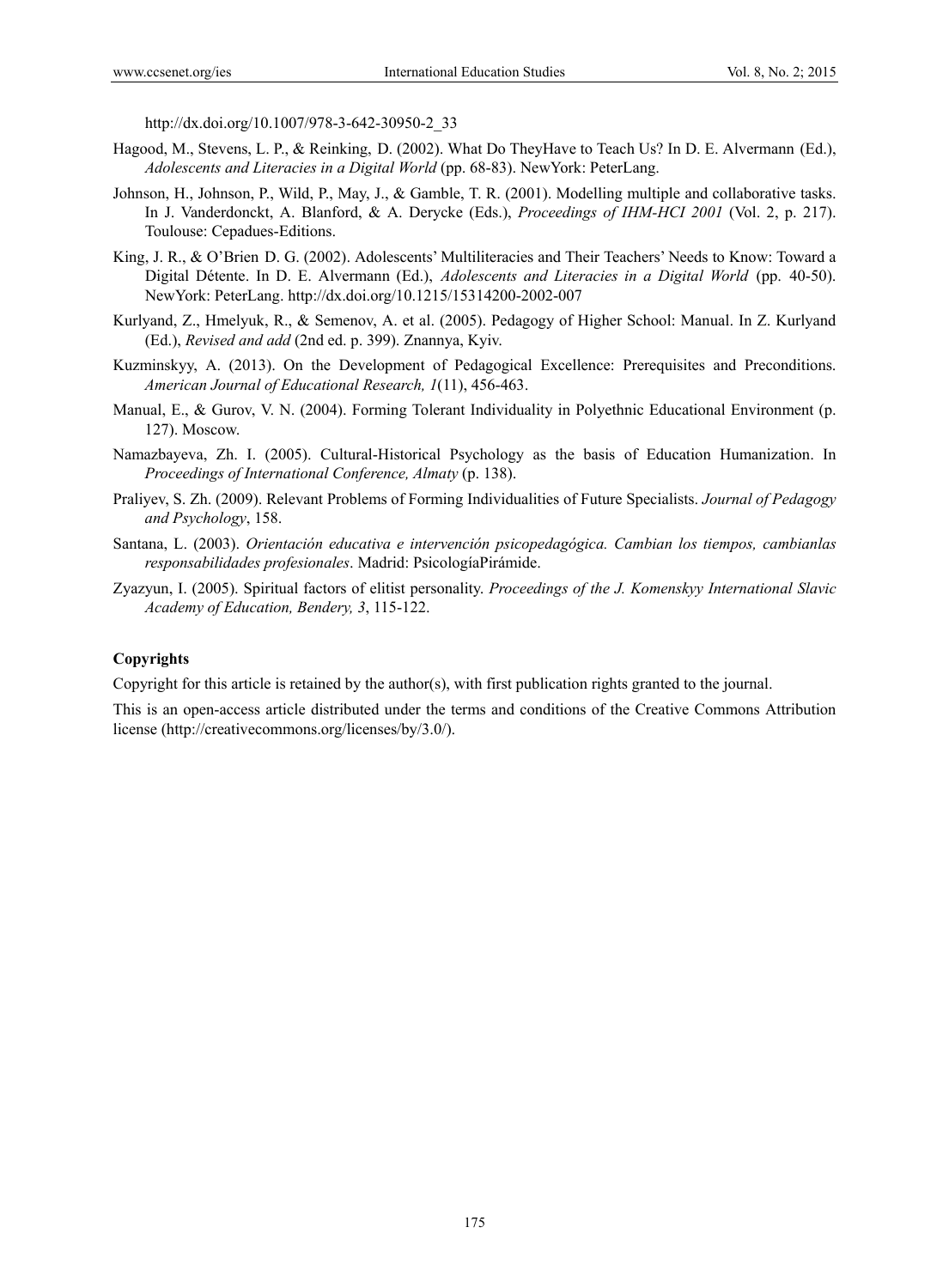http://dx.doi.org/10.1007/978-3-642-30950-2_33

Hagood, M., Stevens, L. P., & Reinking, D. (2002). What Do TheyHave to Teach Us? In D. E. Alvermann (Ed.), *Adolescents and Literacies in a Digital World* (pp. 68-83). NewYork: PeterLang.

Johnson, H., Johnson, P., Wild, P., May, J., & Gamble, T. R. (2001). Modelling multiple and collaborative tasks. In J. Vanderdonckt, A. Blanford, & A. Derycke (Eds.), *Proceedings of IHM-HCI 2001* (Vol. 2, p. 217). Toulouse: Cepadues-Editions.

King, J. R., & O'Brien D. G. (2002). Adolescents' Multiliteracies and Their Teachers' Needs to Know: Toward a Digital Détente. In D. E. Alvermann (Ed.), *Adolescents and Literacies in a Digital World* (pp. 40-50). NewYork: PeterLang. http://dx.doi.org/10.1215/15314200-2002-007

Kurlyand, Z., Hmelyuk, R., & Semenov, A. et al. (2005). Pedagogy of Higher School: Manual. In Z. Kurlyand (Ed.), *Revised and add* (2nd ed. p. 399). Znannya, Kyiv.

Kuzminskyy, A. (2013). On the Development of Pedagogical Excellence: Prerequisites and Preconditions. *American Journal of Educational Research, 1*(11), 456-463.

Manual, E., & Gurov, V. N. (2004). Forming Tolerant Individuality in Polyethnic Educational Environment (p. 127). Moscow.

Namazbayeva, Zh. I. (2005). Cultural-Historical Psychology as the basis of Education Humanization. In *Proceedings of International Conference, Almaty* (p. 138).

Praliyev, S. Zh. (2009). Relevant Problems of Forming Individualities of Future Specialists. *Journal of Pedagogy and Psychology*, 158.

Santana, L. (2003). *Orientación educativa e intervención psicopedagógica. Cambian los tiempos, cambianlas responsabilidades profesionales*. Madrid: PsicologíaPirámide.

Zyazyun, I. (2005). Spiritual factors of elitist personality. *Proceedings of the J. Komenskyy International Slavic Academy of Education, Bendery, 3*, 115-122.

**Copyrights**

Copyright for this article is retained by the author(s), with first publication rights granted to the journal.

This is an open-access article distributed under the terms and conditions of the Creative Commons Attribution license (http://creativecommons.org/licenses/by/3.0/).